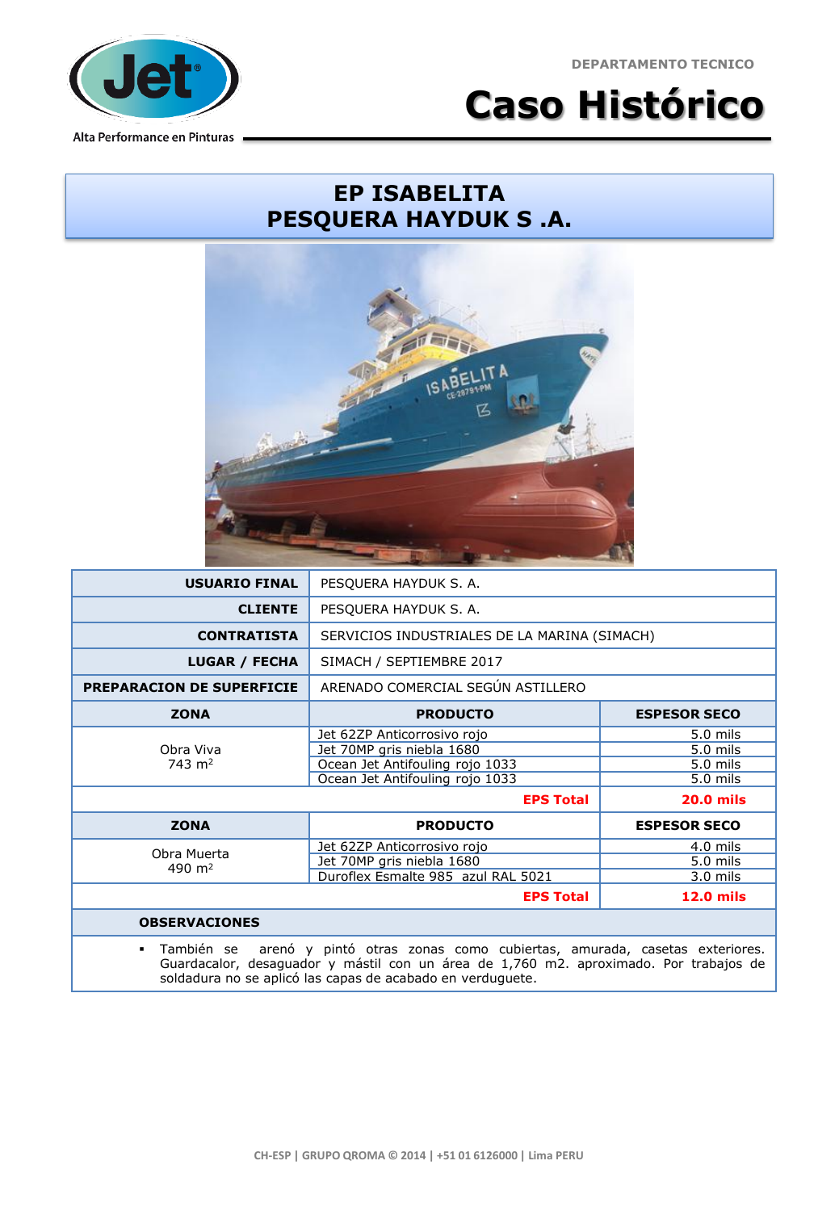# Caso Histórico

DEPARTAMENTO TECNICO

Alta Performance en Pinturas

## EP ISABELITA
## PESQUERA HAYDUK S .A.

| | | |
|---|---|---|
| **USUARIO FINAL** | PESQUERA HAYDUK S. A. | |
| **CLIENTE** | PESQUERA HAYDUK S. A. | |
| **CONTRATISTA** | SERVICIOS INDUSTRIALES DE LA MARINA (SIMACH) | |
| **LUGAR / FECHA** | SIMACH / SEPTIEMBRE 2017 | |
| **PREPARACION DE SUPERFICIE** | ARENADO COMERCIAL SEGÚN ASTILLERO | |

| ZONA | PRODUCTO | ESPESOR SECO |
|---|---|---|
| Obra Viva 743 m² | Jet 62ZP Anticorrosivo rojo | 5.0 mils |
| | Jet 70MP gris niebla 1680 | 5.0 mils |
| | Ocean Jet Antifouling rojo 1033 | 5.0 mils |
| | Ocean Jet Antifouling rojo 1033 | 5.0 mils |
| | **EPS Total** | **20.0 mils** |

| ZONA | PRODUCTO | ESPESOR SECO |
|---|---|---|
| Obra Muerta 490 m² | Jet 62ZP Anticorrosivo rojo | 4.0 mils |
| | Jet 70MP gris niebla 1680 | 5.0 mils |
| | Duroflex Esmalte 985 azul RAL 5021 | 3.0 mils |
| | **EPS Total** | **12.0 mils** |

**OBSERVACIONES**

- También se arenó y pintó otras zonas como cubiertas, amurada, casetas exteriores. Guardacalor, desaguador y mástil con un área de 1,760 m2. aproximado. Por trabajos de soldadura no se aplicó las capas de acabado en verduguete.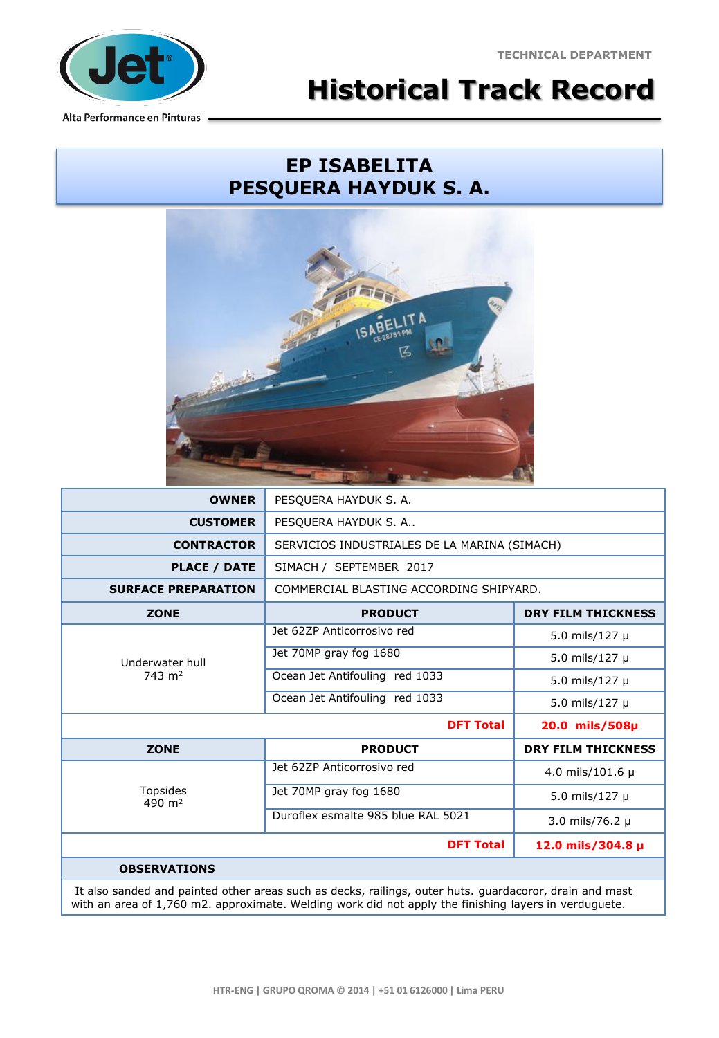Alta Performance en Pinturas

TECHNICAL DEPARTMENT

# Historical Track Record

## EP ISABELITA
## PESQUERA HAYDUK S. A.

| | | |
|---|---|---|
| **OWNER** | PESQUERA HAYDUK S. A. | |
| **CUSTOMER** | PESQUERA HAYDUK S. A.. | |
| **CONTRACTOR** | SERVICIOS INDUSTRIALES DE LA MARINA (SIMACH) | |
| **PLACE / DATE** | SIMACH / SEPTEMBER 2017 | |
| **SURFACE PREPARATION** | COMMERCIAL BLASTING ACCORDING SHIPYARD. | |
| **ZONE** | **PRODUCT** | **DRY FILM THICKNESS** |
| Underwater hull 743 m² | Jet 62ZP Anticorrosivo red | 5.0 mils/127 µ |
| | Jet 70MP gray fog 1680 | 5.0 mils/127 µ |
| | Ocean Jet Antifouling red 1033 | 5.0 mils/127 µ |
| | Ocean Jet Antifouling red 1033 | 5.0 mils/127 µ |
| | **DFT Total** | **20.0 mils/508µ** |
| **ZONE** | **PRODUCT** | **DRY FILM THICKNESS** |
| Topsides 490 m² | Jet 62ZP Anticorrosivo red | 4.0 mils/101.6 µ |
| | Jet 70MP gray fog 1680 | 5.0 mils/127 µ |
| | Duroflex esmalte 985 blue RAL 5021 | 3.0 mils/76.2 µ |
| | **DFT Total** | **12.0 mils/304.8 µ** |

**OBSERVATIONS**

It also sanded and painted other areas such as decks, railings, outer huts. guardacoror, drain and mast with an area of 1,760 m2. approximate. Welding work did not apply the finishing layers in verduguete.

HTR-ENG | GRUPO QROMA © 2014 | +51 01 6126000 | Lima PERU